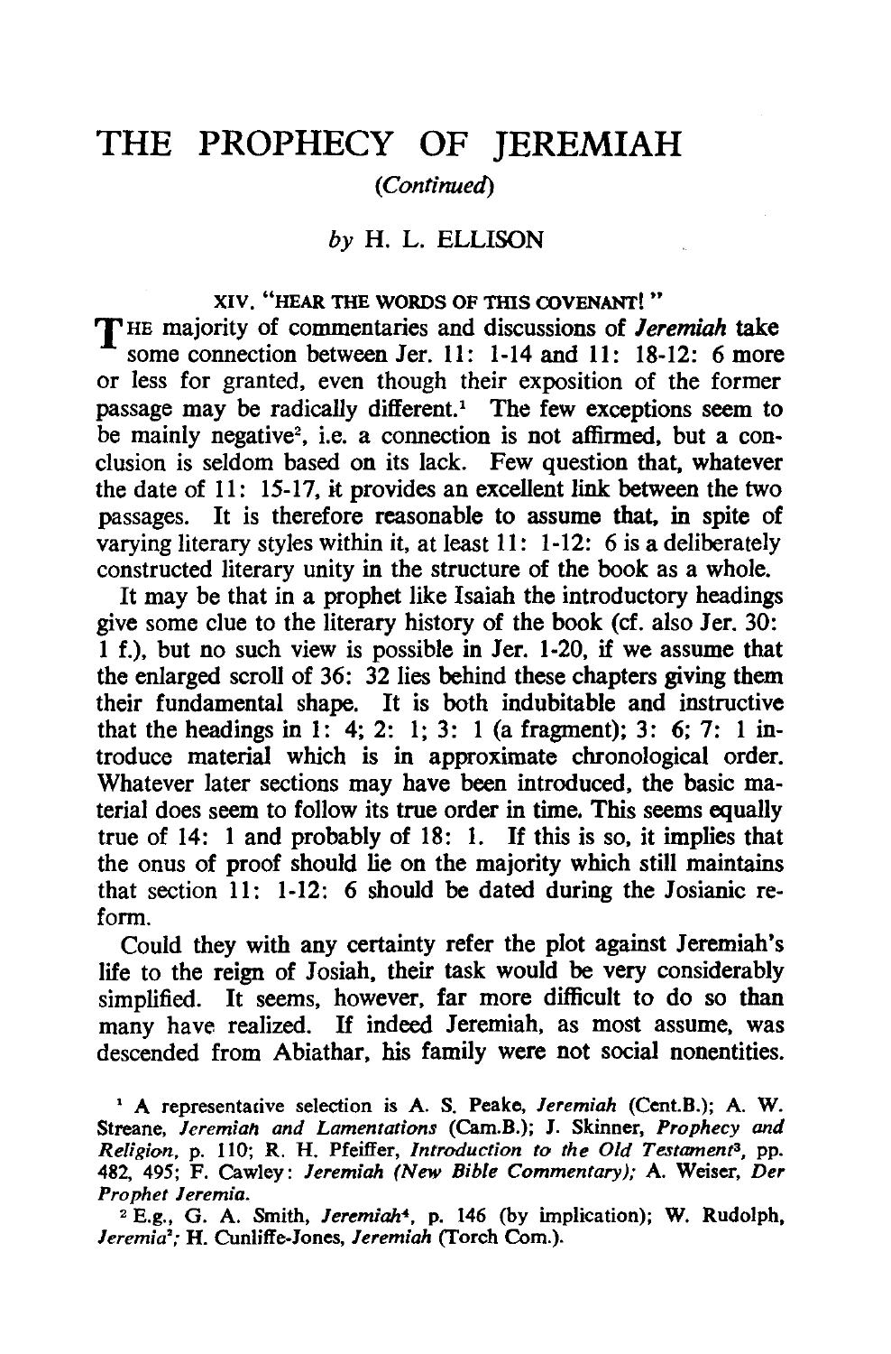# THE PROPHECY OF JEREMIAH

*(Continued)*

*by* H. L. ELLISON

## XIV. "HEAR THE WORDS OF THIS COVENANT!"

THE majority of commentaries and discussions of *Jeremiah* take some connection between Jer. 11: 1-14 and 11: 18-12: 6 more or less for granted, even though their exposition of the former passage may be radically different.[1] The few exceptions seem to be mainly negative[2], i.e. a connection is not affirmed, but a conclusion is seldom based on its lack. Few question that, whatever the date of 11: 15-17, it provides an excellent link between the two passages. It is therefore reasonable to assume that, in spite of varying literary styles within it, at least 11: 1-12: 6 is a deliberately constructed literary unity in the structure of the book as a whole.

It may be that in a prophet like Isaiah the introductory headings give some clue to the literary history of the book (cf. also Jer. 30: 1 f.), but no such view is possible in Jer. 1-20, if we assume that the enlarged scroll of 36: 32 lies behind these chapters giving them their fundamental shape. It is both indubitable and instructive that the headings in 1: 4; 2: 1; 3: 1 (a fragment); 3: 6; 7: 1 introduce material which is in approximate chronological order. Whatever later sections may have been introduced, the basic material does seem to follow its true order in time. This seems equally true of 14: 1 and probably of 18: 1. If this is so, it implies that the onus of proof should lie on the majority which still maintains that section 11: 1-12: 6 should be dated during the Josianic reform.

Could they with any certainty refer the plot against Jeremiah's life to the reign of Josiah, their task would be very considerably simplified. It seems, however, far more difficult to do so than many have realized. If indeed Jeremiah, as most assume, was descended from Abiathar, his family were not social nonentities.

---

[1] A representative selection is A. S. Peake, *Jeremiah* (Cent.B.); A. W. Streane, *Jeremiah and Lamentations* (Cam.B.); J. Skinner, *Prophecy and Religion*, p. 110; R. H. Pfeiffer, *Introduction to the Old Testament*[3], pp. 482, 495; F. Cawley: *Jeremiah (New Bible Commentary)*; A. Weiser, *Der Prophet Jeremia*.

[2] E.g., G. A. Smith, *Jeremiah*[4], p. 146 (by implication); W. Rudolph, *Jeremia*[2]; H. Cunliffe-Jones, *Jeremiah* (Torch Com.).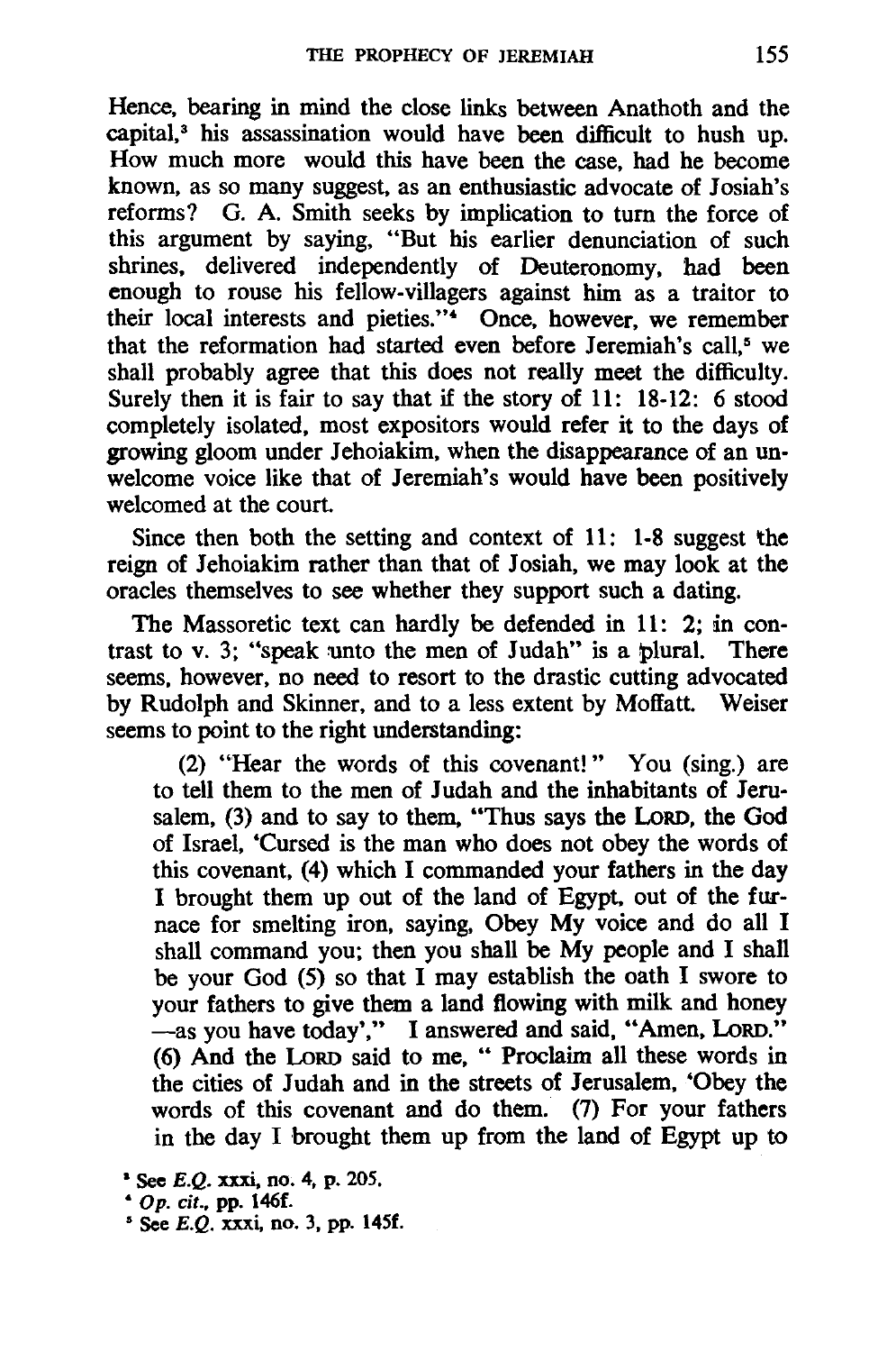Hence, bearing in mind the close links between Anathoth and the capital,[3] his assassination would have been difficult to hush up. How much more would this have been the case, had he become known, as so many suggest, as an enthusiastic advocate of Josiah's reforms? G. A. Smith seeks by implication to turn the force of this argument by saying, "But his earlier denunciation of such shrines, delivered independently of Deuteronomy, had been enough to rouse his fellow-villagers against him as a traitor to their local interests and pieties."[4] Once, however, we remember that the reformation had started even before Jeremiah's call,[5] we shall probably agree that this does not really meet the difficulty. Surely then it is fair to say that if the story of 11: 18-12: 6 stood completely isolated, most expositors would refer it to the days of growing gloom under Jehoiakim, when the disappearance of an unwelcome voice like that of Jeremiah's would have been positively welcomed at the court.

Since then both the setting and context of 11: 1-8 suggest the reign of Jehoiakim rather than that of Josiah, we may look at the oracles themselves to see whether they support such a dating.

The Massoretic text can hardly be defended in 11: 2; in contrast to v. 3; "speak unto the men of Judah" is a plural. There seems, however, no need to resort to the drastic cutting advocated by Rudolph and Skinner, and to a less extent by Moffatt. Weiser seems to point to the right understanding:

> (2) "Hear the words of this covenant!" You (sing.) are to tell them to the men of Judah and the inhabitants of Jerusalem, (3) and to say to them, "Thus says the LORD, the God of Israel, 'Cursed is the man who does not obey the words of this covenant, (4) which I commanded your fathers in the day I brought them up out of the land of Egypt, out of the furnace for smelting iron, saying, Obey My voice and do all I shall command you; then you shall be My people and I shall be your God (5) so that I may establish the oath I swore to your fathers to give them a land flowing with milk and honey —as you have today'," I answered and said, "Amen, LORD." (6) And the LORD said to me, " Proclaim all these words in the cities of Judah and in the streets of Jerusalem, 'Obey the words of this covenant and do them. (7) For your fathers in the day I brought them up from the land of Egypt up to

[3] See *E.Q.* xxxi, no. 4, p. 205.

[4] *Op. cit.*, pp. 146f.

[5] See *E.Q.* xxxi, no. 3, pp. 145f.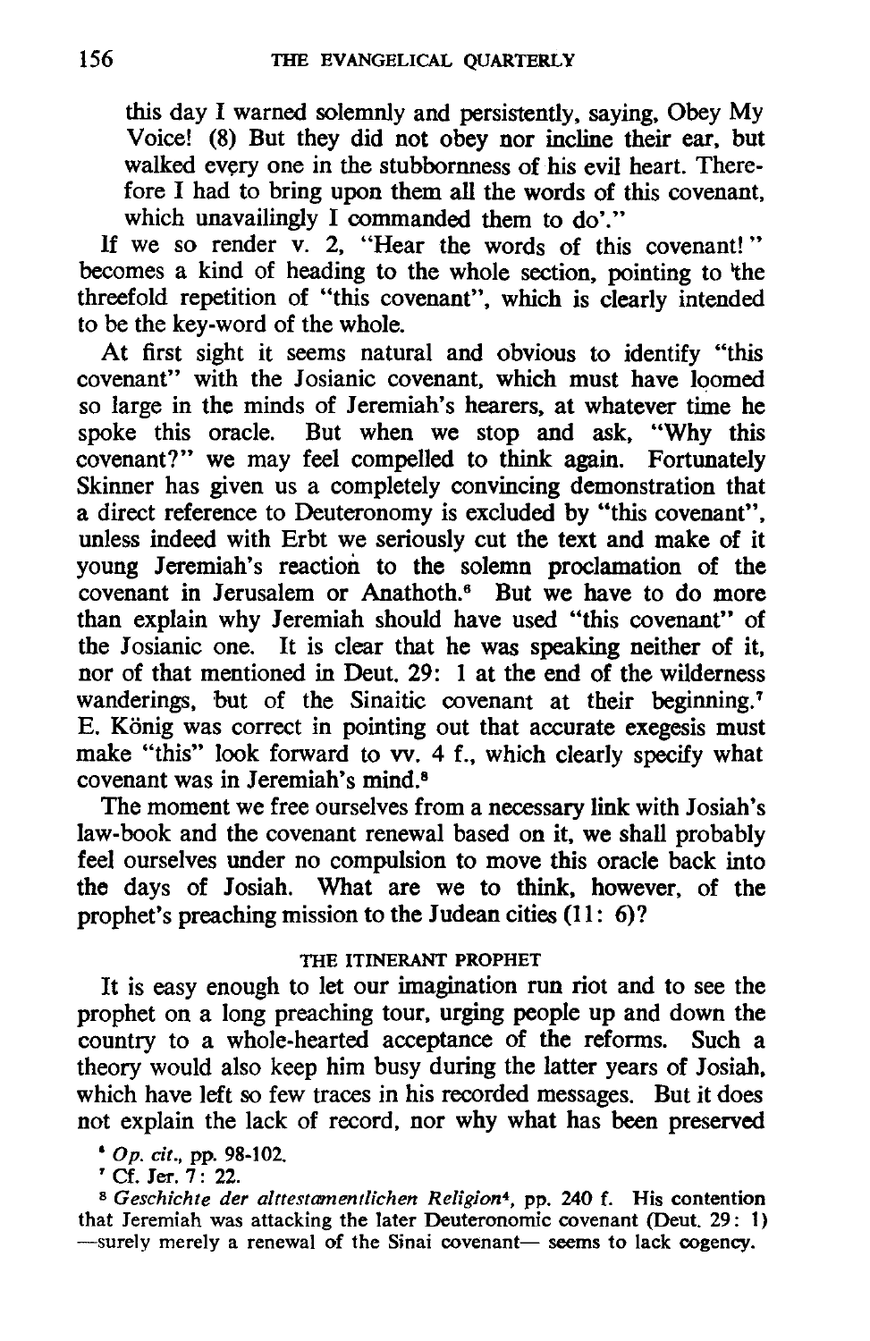this day I warned solemnly and persistently, saying, Obey My Voice! (8) But they did not obey nor incline their ear, but walked every one in the stubbornness of his evil heart. Therefore I had to bring upon them all the words of this covenant, which unavailingly I commanded them to do'."

If we so render v. 2, "Hear the words of this covenant!" becomes a kind of heading to the whole section, pointing to the threefold repetition of "this covenant", which is clearly intended to be the key-word of the whole.

At first sight it seems natural and obvious to identify "this covenant" with the Josianic covenant, which must have loomed so large in the minds of Jeremiah's hearers, at whatever time he spoke this oracle. But when we stop and ask, "Why this covenant?" we may feel compelled to think again. Fortunately Skinner has given us a completely convincing demonstration that a direct reference to Deuteronomy is excluded by "this covenant", unless indeed with Erbt we seriously cut the text and make of it young Jeremiah's reaction to the solemn proclamation of the covenant in Jerusalem or Anathoth.[6] But we have to do more than explain why Jeremiah should have used "this covenant" of the Josianic one. It is clear that he was speaking neither of it, nor of that mentioned in Deut. 29: 1 at the end of the wilderness wanderings, but of the Sinaitic covenant at their beginning.[7] E. König was correct in pointing out that accurate exegesis must make "this" look forward to vv. 4 f., which clearly specify what covenant was in Jeremiah's mind.[8]

The moment we free ourselves from a necessary link with Josiah's law-book and the covenant renewal based on it, we shall probably feel ourselves under no compulsion to move this oracle back into the days of Josiah. What are we to think, however, of the prophet's preaching mission to the Judean cities (11: 6)?

## THE ITINERANT PROPHET

It is easy enough to let our imagination run riot and to see the prophet on a long preaching tour, urging people up and down the country to a whole-hearted acceptance of the reforms. Such a theory would also keep him busy during the latter years of Josiah, which have left so few traces in his recorded messages. But it does not explain the lack of record, nor why what has been preserved

[6] *Op. cit.*, pp. 98-102.

[7] Cf. Jer. 7: 22.

[8] *Geschichte der alttestamentlichen Religion*[4], pp. 240 f. His contention that Jeremiah was attacking the later Deuteronomic covenant (Deut. 29: 1) —surely merely a renewal of the Sinai covenant— seems to lack cogency.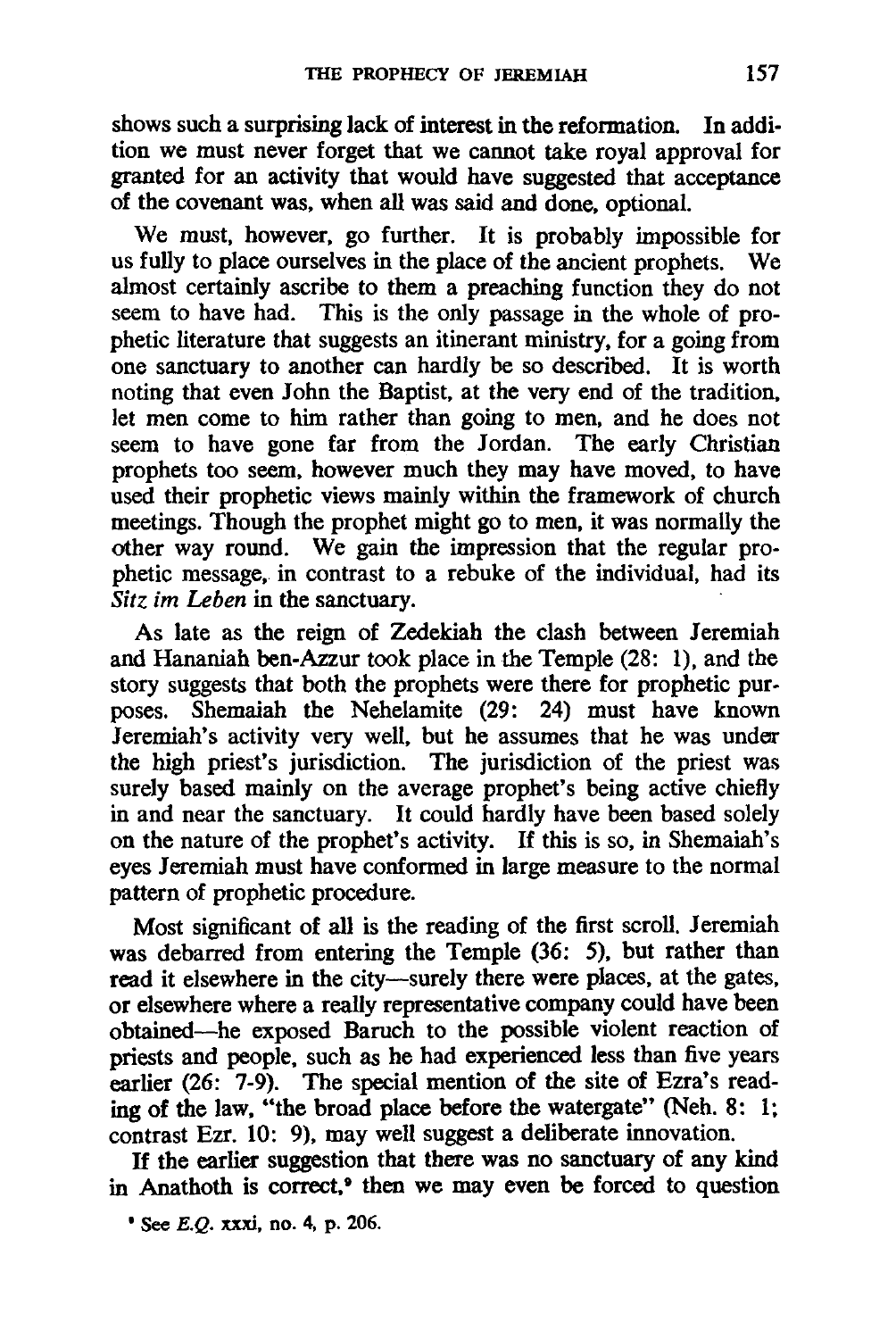shows such a surprising lack of interest in the reformation. In addition we must never forget that we cannot take royal approval for granted for an activity that would have suggested that acceptance of the covenant was, when all was said and done, optional.

We must, however, go further. It is probably impossible for us fully to place ourselves in the place of the ancient prophets. We almost certainly ascribe to them a preaching function they do not seem to have had. This is the only passage in the whole of prophetic literature that suggests an itinerant ministry, for a going from one sanctuary to another can hardly be so described. It is worth noting that even John the Baptist, at the very end of the tradition, let men come to him rather than going to men, and he does not seem to have gone far from the Jordan. The early Christian prophets too seem, however much they may have moved, to have used their prophetic views mainly within the framework of church meetings. Though the prophet might go to men, it was normally the other way round. We gain the impression that the regular prophetic message, in contrast to a rebuke of the individual, had its *Sitz im Leben* in the sanctuary.

As late as the reign of Zedekiah the clash between Jeremiah and Hananiah ben-Azzur took place in the Temple (28: 1), and the story suggests that both the prophets were there for prophetic purposes. Shemaiah the Nehelamite (29: 24) must have known Jeremiah's activity very well, but he assumes that he was under the high priest's jurisdiction. The jurisdiction of the priest was surely based mainly on the average prophet's being active chiefly in and near the sanctuary. It could hardly have been based solely on the nature of the prophet's activity. If this is so, in Shemaiah's eyes Jeremiah must have conformed in large measure to the normal pattern of prophetic procedure.

Most significant of all is the reading of the first scroll. Jeremiah was debarred from entering the Temple (36: 5), but rather than read it elsewhere in the city—surely there were places, at the gates, or elsewhere where a really representative company could have been obtained—he exposed Baruch to the possible violent reaction of priests and people, such as he had experienced less than five years earlier (26: 7-9). The special mention of the site of Ezra's reading of the law, "the broad place before the watergate" (Neh. 8: 1; contrast Ezr. 10: 9), may well suggest a deliberate innovation.

If the earlier suggestion that there was no sanctuary of any kind in Anathoth is correct,[9] then we may even be forced to question

[9] See *E.Q.* xxxi, no. 4, p. 206.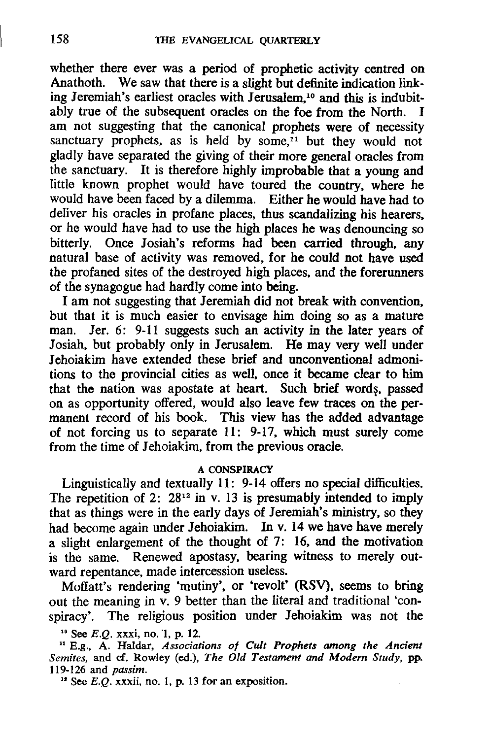whether there ever was a period of prophetic activity centred on Anathoth. We saw that there is a slight but definite indication linking Jeremiah's earliest oracles with Jerusalem,[10] and this is indubitably true of the subsequent oracles on the foe from the North. I am not suggesting that the canonical prophets were of necessity sanctuary prophets, as is held by some,[11] but they would not gladly have separated the giving of their more general oracles from the sanctuary. It is therefore highly improbable that a young and little known prophet would have toured the country, where he would have been faced by a dilemma. Either he would have had to deliver his oracles in profane places, thus scandalizing his hearers, or he would have had to use the high places he was denouncing so bitterly. Once Josiah's reforms had been carried through, any natural base of activity was removed, for he could not have used the profaned sites of the destroyed high places, and the forerunners of the synagogue had hardly come into being.

I am not suggesting that Jeremiah did not break with convention, but that it is much easier to envisage him doing so as a mature man. Jer. 6: 9-11 suggests such an activity in the later years of Josiah, but probably only in Jerusalem. He may very well under Jehoiakim have extended these brief and unconventional admonitions to the provincial cities as well, once it became clear to him that the nation was apostate at heart. Such brief words, passed on as opportunity offered, would also leave few traces on the permanent record of his book. This view has the added advantage of not forcing us to separate 11: 9-17, which must surely come from the time of Jehoiakim, from the previous oracle.

### A CONSPIRACY

Linguistically and textually 11: 9-14 offers no special difficulties. The repetition of 2: 28[12] in v. 13 is presumably intended to imply that as things were in the early days of Jeremiah's ministry, so they had become again under Jehoiakim. In v. 14 we have have merely a slight enlargement of the thought of 7: 16, and the motivation is the same. Renewed apostasy, bearing witness to merely outward repentance, made intercession useless.

Moffatt's rendering 'mutiny', or 'revolt' (RSV), seems to bring out the meaning in v. 9 better than the literal and traditional 'conspiracy'. The religious position under Jehoiakim was not the

[10] See *E.Q.* xxxi, no. 1, p. 12.

[11] E.g., A. Haldar, *Associations of Cult Prophets among the Ancient Semites*, and cf. Rowley (ed.), *The Old Testament and Modern Study*, pp. 119-126 and *passim*.

[12] See *E.Q.* xxxii, no. 1, p. 13 for an exposition.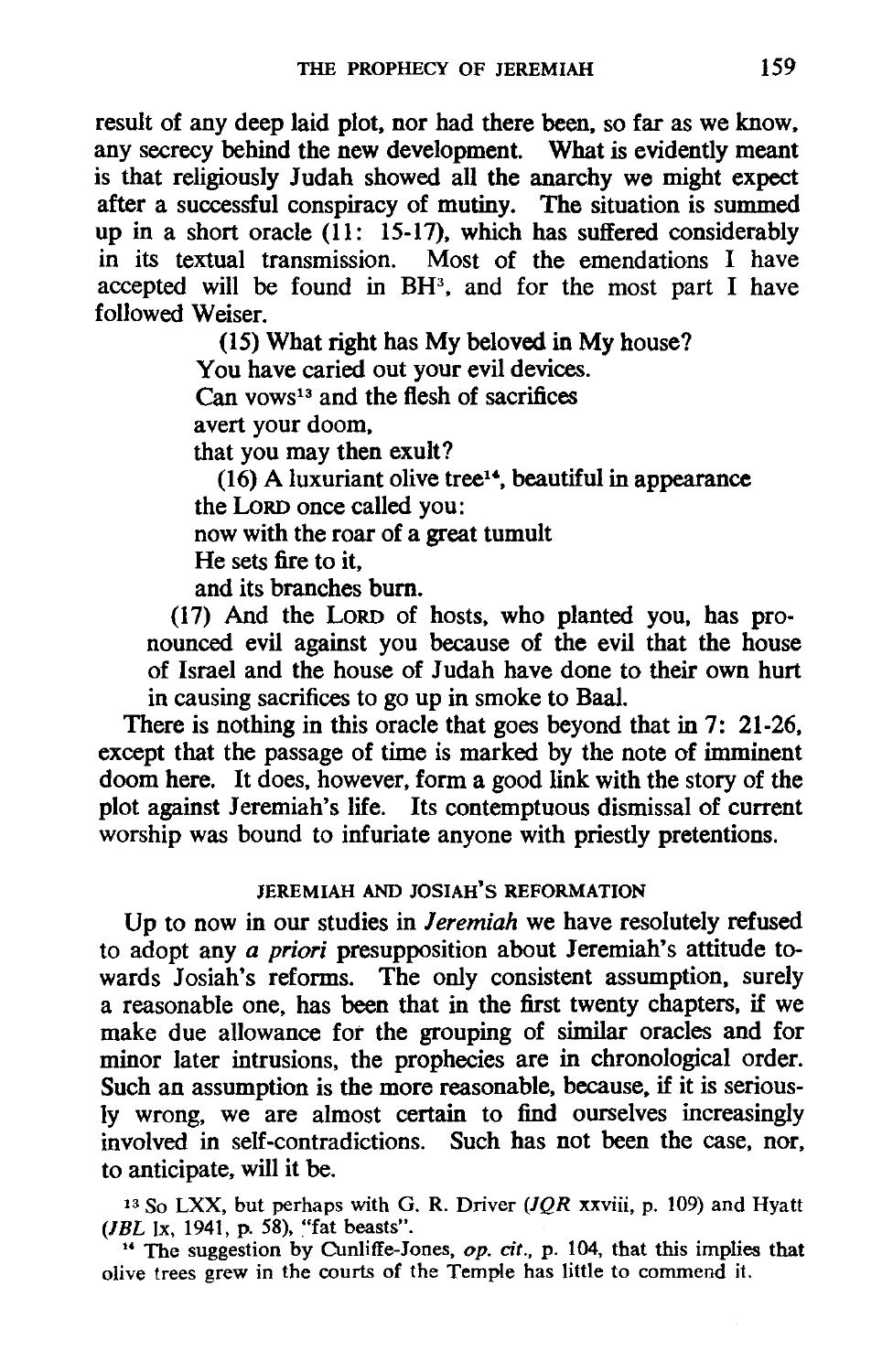result of any deep laid plot, nor had there been, so far as we know, any secrecy behind the new development. What is evidently meant is that religiously Judah showed all the anarchy we might expect after a successful conspiracy of mutiny. The situation is summed up in a short oracle (11: 15-17), which has suffered considerably in its textual transmission. Most of the emendations I have accepted will be found in BH[3], and for the most part I have followed Weiser.

> (15) What right has My beloved in My house?
> You have caried out your evil devices.
> Can vows[13] and the flesh of sacrifices
> avert your doom,
> that you may then exult?
>
> (16) A luxuriant olive tree[14], beautiful in appearance
> the LORD once called you:
> now with the roar of a great tumult
> He sets fire to it,
> and its branches burn.
>
> (17) And the LORD of hosts, who planted you, has pronounced evil against you because of the evil that the house of Israel and the house of Judah have done to their own hurt in causing sacrifices to go up in smoke to Baal.

There is nothing in this oracle that goes beyond that in 7: 21-26, except that the passage of time is marked by the note of imminent doom here. It does, however, form a good link with the story of the plot against Jeremiah's life. Its contemptuous dismissal of current worship was bound to infuriate anyone with priestly pretentions.

## JEREMIAH AND JOSIAH'S REFORMATION

Up to now in our studies in *Jeremiah* we have resolutely refused to adopt any *a priori* presupposition about Jeremiah's attitude towards Josiah's reforms. The only consistent assumption, surely a reasonable one, has been that in the first twenty chapters, if we make due allowance for the grouping of similar oracles and for minor later intrusions, the prophecies are in chronological order. Such an assumption is the more reasonable, because, if it is seriously wrong, we are almost certain to find ourselves increasingly involved in self-contradictions. Such has not been the case, nor, to anticipate, will it be.

[13] So LXX, but perhaps with G. R. Driver (*JQR* xxviii, p. 109) and Hyatt (*JBL* lx, 1941, p. 58), "fat beasts".

[14] The suggestion by Cunliffe-Jones, *op. cit.*, p. 104, that this implies that olive trees grew in the courts of the Temple has little to commend it.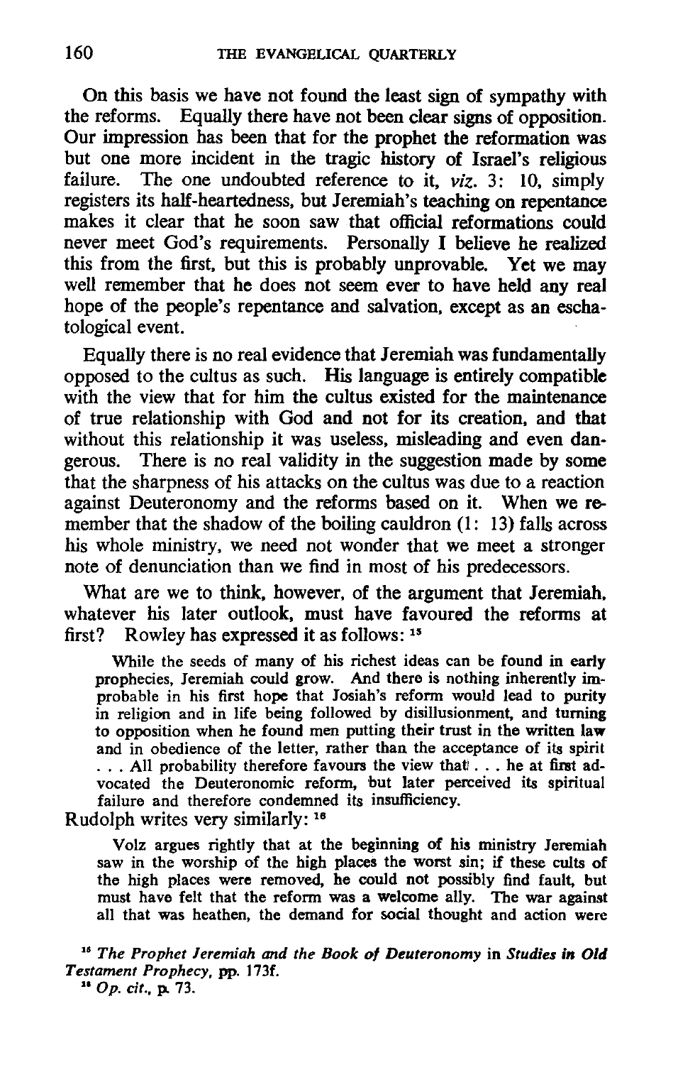On this basis we have not found the least sign of sympathy with the reforms. Equally there have not been clear signs of opposition. Our impression has been that for the prophet the reformation was but one more incident in the tragic history of Israel's religious failure. The one undoubted reference to it, *viz*. 3: 10, simply registers its half-heartedness, but Jeremiah's teaching on repentance makes it clear that he soon saw that official reformations could never meet God's requirements. Personally I believe he realized this from the first, but this is probably unprovable. Yet we may well remember that he does not seem ever to have held any real hope of the people's repentance and salvation, except as an eschatological event.

Equally there is no real evidence that Jeremiah was fundamentally opposed to the cultus as such. His language is entirely compatible with the view that for him the cultus existed for the maintenance of true relationship with God and not for its creation, and that without this relationship it was useless, misleading and even dangerous. There is no real validity in the suggestion made by some that the sharpness of his attacks on the cultus was due to a reaction against Deuteronomy and the reforms based on it. When we remember that the shadow of the boiling cauldron (1: 13) falls across his whole ministry, we need not wonder that we meet a stronger note of denunciation than we find in most of his predecessors.

What are we to think, however, of the argument that Jeremiah, whatever his later outlook, must have favoured the reforms at first? Rowley has expressed it as follows: [15]

> While the seeds of many of his richest ideas can be found in early prophecies, Jeremiah could grow. And there is nothing inherently improbable in his first hope that Josiah's reform would lead to purity in religion and in life being followed by disillusionment, and turning to opposition when he found men putting their trust in the written law and in obedience of the letter, rather than the acceptance of its spirit . . . All probability therefore favours the view that . . . he at first advocated the Deuteronomic reform, but later perceived its spiritual failure and therefore condemned its insufficiency.

Rudolph writes very similarly: [16]

> Volz argues rightly that at the beginning of his ministry Jeremiah saw in the worship of the high places the worst sin; if these cults of the high places were removed, he could not possibly find fault, but must have felt that the reform was a welcome ally. The war against all that was heathen, the demand for social thought and action were

[15] *The Prophet Jeremiah and the Book of Deuteronomy* in *Studies in Old Testament Prophecy*, pp. 173f.

[16] *Op. cit.*, p. 73.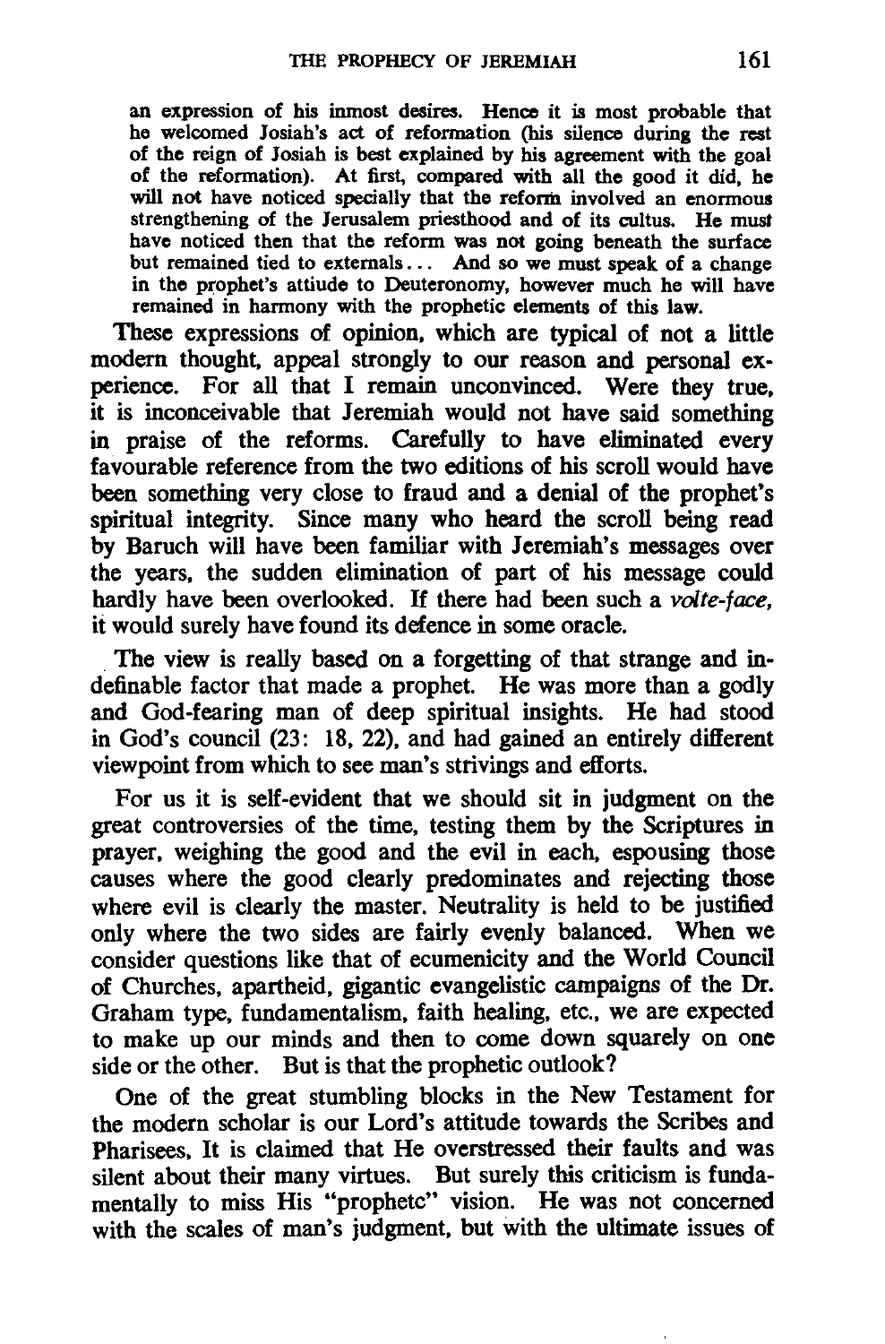an expression of his inmost desires. Hence it is most probable that he welcomed Josiah's act of reformation (his silence during the rest of the reign of Josiah is best explained by his agreement with the goal of the reformation). At first, compared with all the good it did, he will not have noticed specially that the reform involved an enormous strengthening of the Jerusalem priesthood and of its cultus. He must have noticed then that the reform was not going beneath the surface but remained tied to externals... And so we must speak of a change in the prophet's attiude to Deuteronomy, however much he will have remained in harmony with the prophetic elements of this law.

These expressions of opinion, which are typical of not a little modern thought, appeal strongly to our reason and personal experience. For all that I remain unconvinced. Were they true, it is inconceivable that Jeremiah would not have said something in praise of the reforms. Carefully to have eliminated every favourable reference from the two editions of his scroll would have been something very close to fraud and a denial of the prophet's spiritual integrity. Since many who heard the scroll being read by Baruch will have been familiar with Jeremiah's messages over the years, the sudden elimination of part of his message could hardly have been overlooked. If there had been such a *volte-face*, it would surely have found its defence in some oracle.

The view is really based on a forgetting of that strange and indefinable factor that made a prophet. He was more than a godly and God-fearing man of deep spiritual insights. He had stood in God's council (23: 18, 22), and had gained an entirely different viewpoint from which to see man's strivings and efforts.

For us it is self-evident that we should sit in judgment on the great controversies of the time, testing them by the Scriptures in prayer, weighing the good and the evil in each, espousing those causes where the good clearly predominates and rejecting those where evil is clearly the master. Neutrality is held to be justified only where the two sides are fairly evenly balanced. When we consider questions like that of ecumenicity and the World Council of Churches, apartheid, gigantic evangelistic campaigns of the Dr. Graham type, fundamentalism, faith healing, etc., we are expected to make up our minds and then to come down squarely on one side or the other. But is that the prophetic outlook?

One of the great stumbling blocks in the New Testament for the modern scholar is our Lord's attitude towards the Scribes and Pharisees, It is claimed that He overstressed their faults and was silent about their many virtues. But surely this criticism is fundamentally to miss His "prophetc" vision. He was not concerned with the scales of man's judgment, but with the ultimate issues of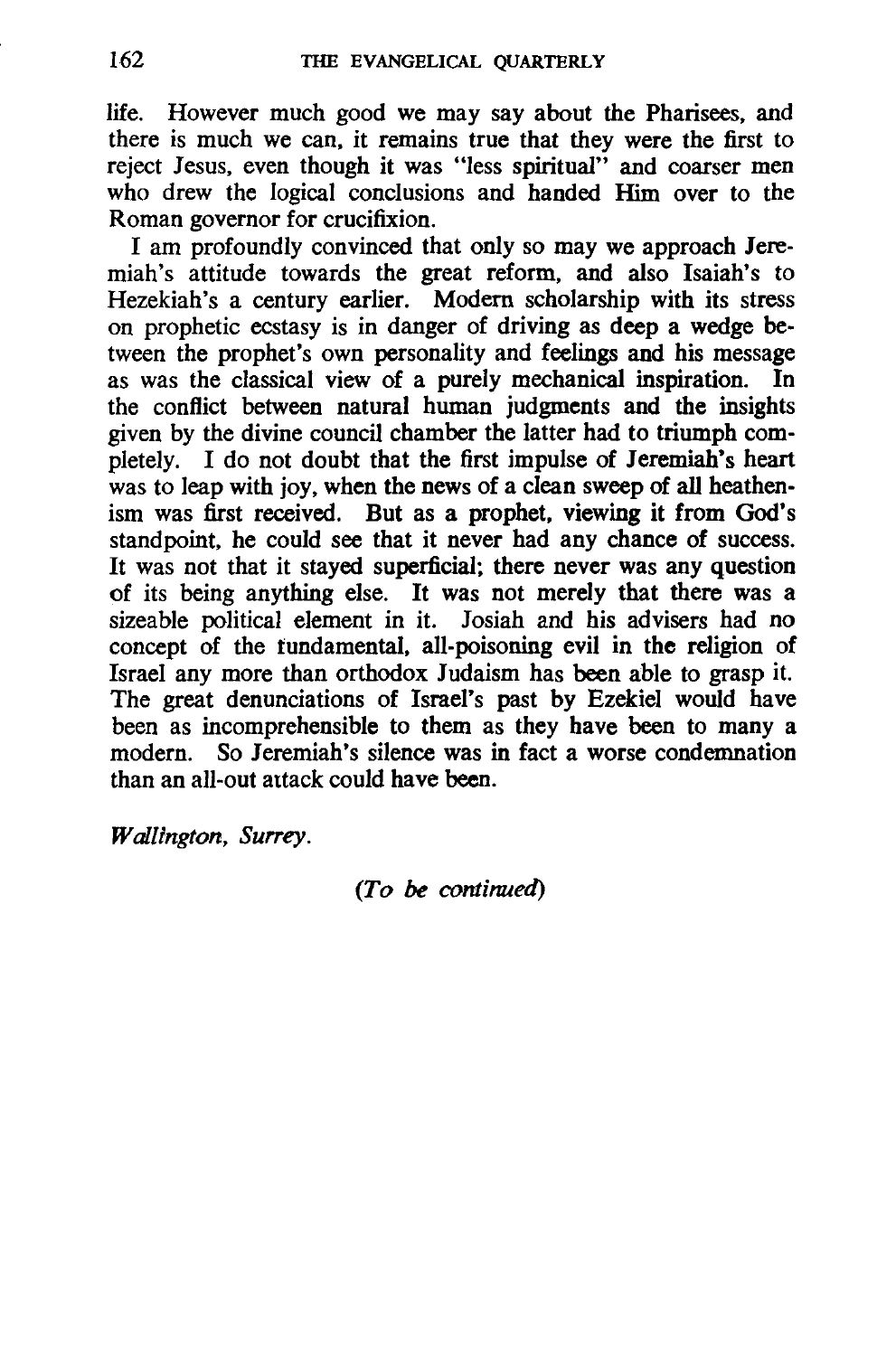life. However much good we may say about the Pharisees, and there is much we can, it remains true that they were the first to reject Jesus, even though it was "less spiritual" and coarser men who drew the logical conclusions and handed Him over to the Roman governor for crucifixion.

I am profoundly convinced that only so may we approach Jeremiah's attitude towards the great reform, and also Isaiah's to Hezekiah's a century earlier. Modern scholarship with its stress on prophetic ecstasy is in danger of driving as deep a wedge between the prophet's own personality and feelings and his message as was the classical view of a purely mechanical inspiration. In the conflict between natural human judgments and the insights given by the divine council chamber the latter had to triumph completely. I do not doubt that the first impulse of Jeremiah's heart was to leap with joy, when the news of a clean sweep of all heathenism was first received. But as a prophet, viewing it from God's standpoint, he could see that it never had any chance of success. It was not that it stayed superficial; there never was any question of its being anything else. It was not merely that there was a sizeable political element in it. Josiah and his advisers had no concept of the fundamental, all-poisoning evil in the religion of Israel any more than orthodox Judaism has been able to grasp it. The great denunciations of Israel's past by Ezekiel would have been as incomprehensible to them as they have been to many a modern. So Jeremiah's silence was in fact a worse condemnation than an all-out attack could have been.

*Wallington, Surrey.*

*(To be continued)*